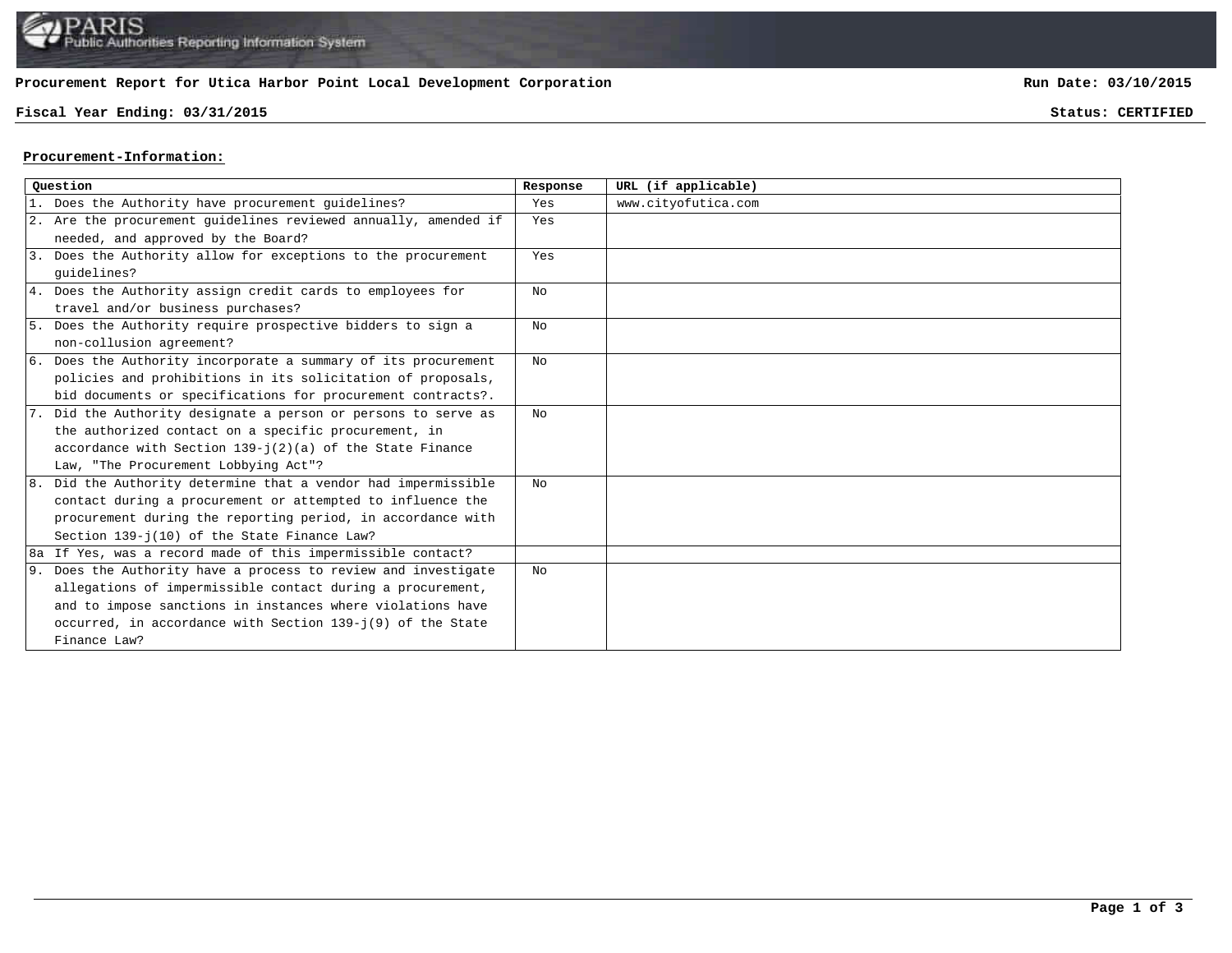PARIS
Public Authorities Reporting Information System

**Procurement Report for Utica Harbor Point Local Development Corporation** **Run Date: 03/10/2015**

**Fiscal Year Ending: 03/31/2015** **Status: CERTIFIED**

**Procurement-Information:**

| Question | Response | URL (if applicable) |
|---|---|---|
| 1. Does the Authority have procurement guidelines? | Yes | www.cityofutica.com |
| 2. Are the procurement guidelines reviewed annually, amended if needed, and approved by the Board? | Yes | |
| 3. Does the Authority allow for exceptions to the procurement guidelines? | Yes | |
| 4. Does the Authority assign credit cards to employees for travel and/or business purchases? | No | |
| 5. Does the Authority require prospective bidders to sign a non-collusion agreement? | No | |
| 6. Does the Authority incorporate a summary of its procurement policies and prohibitions in its solicitation of proposals, bid documents or specifications for procurement contracts?. | No | |
| 7. Did the Authority designate a person or persons to serve as the authorized contact on a specific procurement, in accordance with Section 139-j(2)(a) of the State Finance Law, "The Procurement Lobbying Act"? | No | |
| 8. Did the Authority determine that a vendor had impermissible contact during a procurement or attempted to influence the procurement during the reporting period, in accordance with Section 139-j(10) of the State Finance Law? | No | |
| 8a If Yes, was a record made of this impermissible contact? | | |
| 9. Does the Authority have a process to review and investigate allegations of impermissible contact during a procurement, and to impose sanctions in instances where violations have occurred, in accordance with Section 139-j(9) of the State Finance Law? | No | |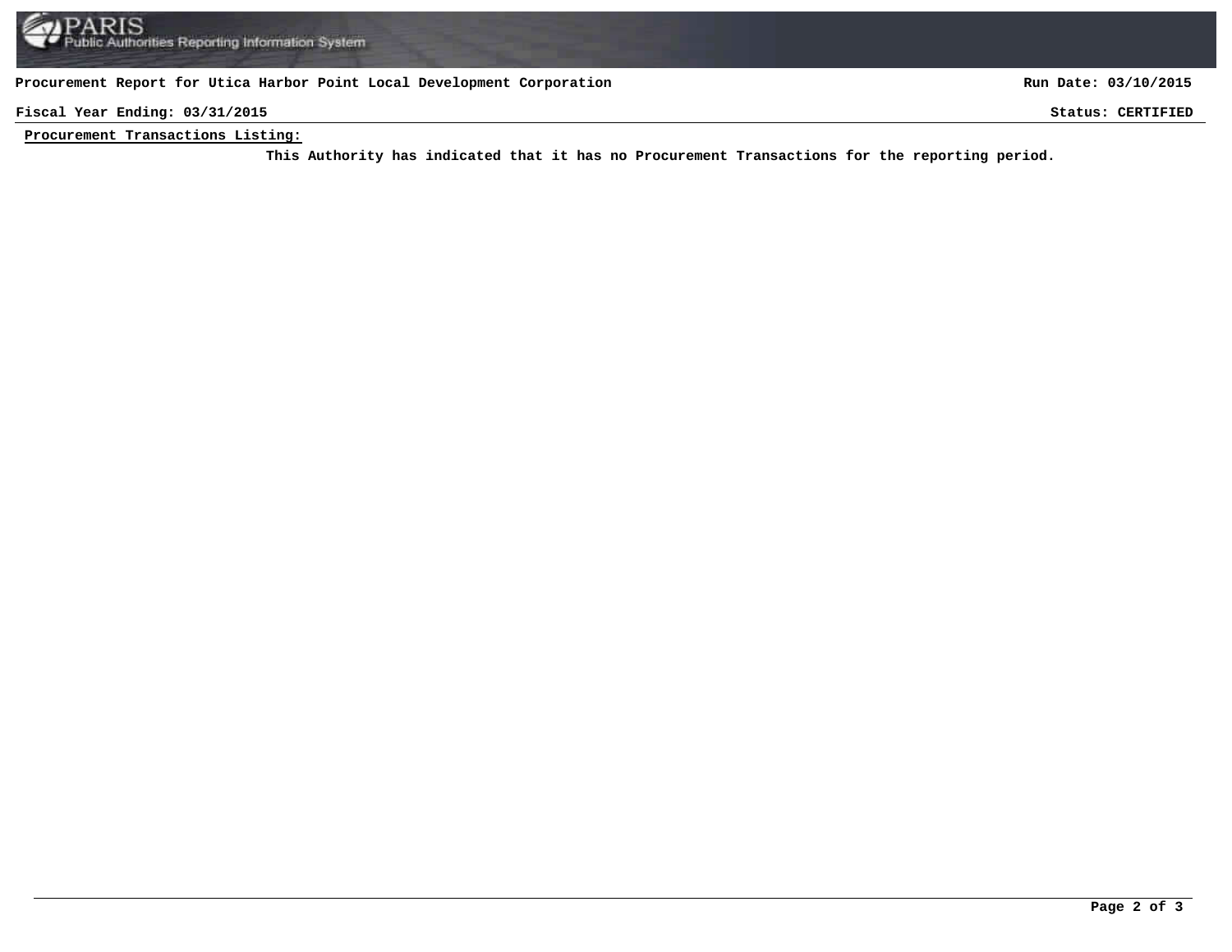**Procurement Report for Utica Harbor Point Local Development Corporation** **Run Date: 03/10/2015**

**Fiscal Year Ending: 03/31/2015** **Status: CERTIFIED**

**Procurement Transactions Listing:**

**This Authority has indicated that it has no Procurement Transactions for the reporting period.**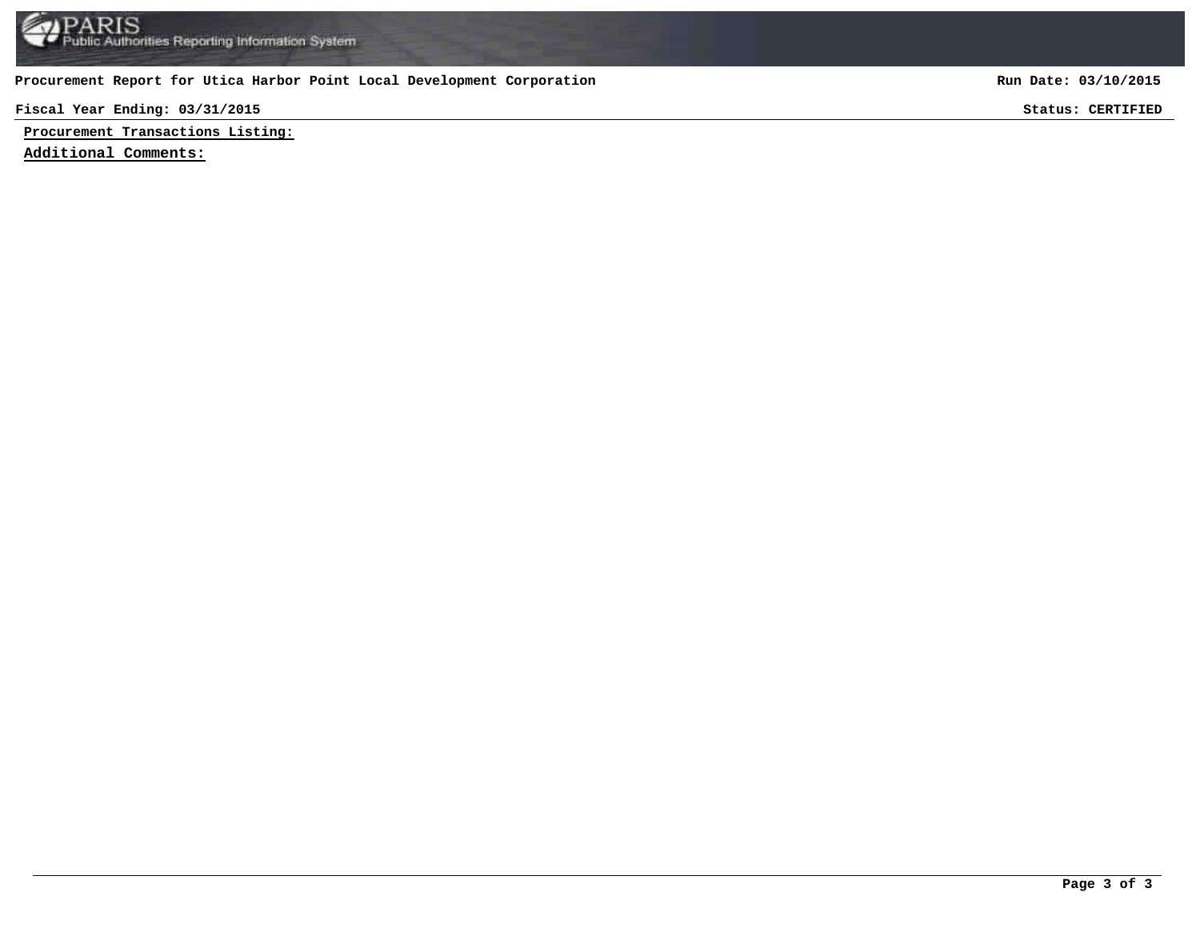**Procurement Report for Utica Harbor Point Local Development Corporation** **Run Date: 03/10/2015**

**Fiscal Year Ending: 03/31/2015** **Status: CERTIFIED**

**Procurement Transactions Listing:**

**Additional Comments:**